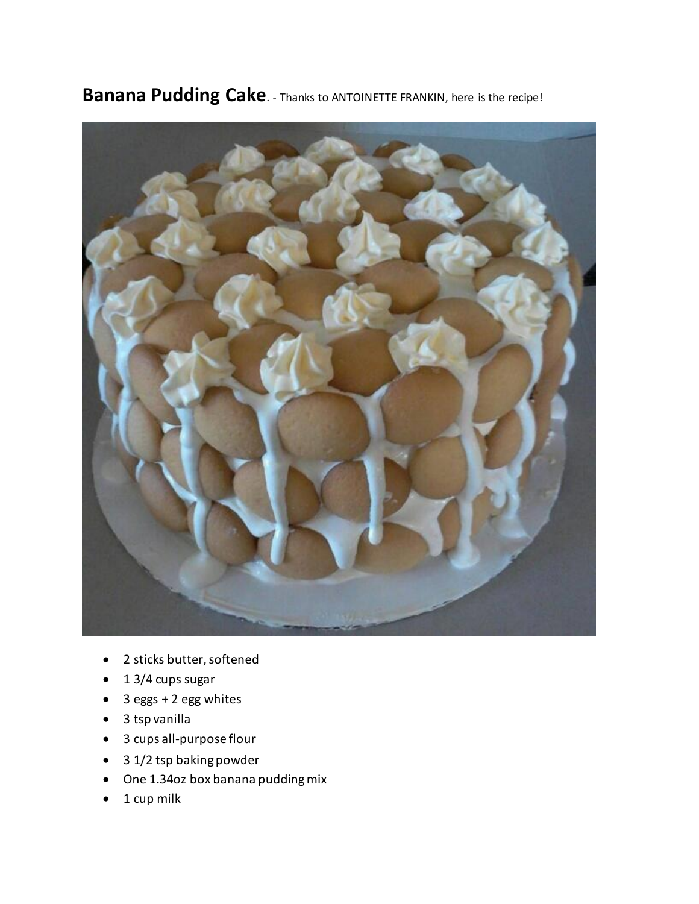**Banana Pudding Cake**. - Thanks to ANTOINETTE FRANKIN, here is the recipe!

- 2 sticks butter, softened
- 1 3/4 cups sugar
- 3 eggs + 2 egg whites
- 3 tsp vanilla
- 3 cups all-purpose flour
- 3 1/2 tsp baking powder
- One 1.34oz box banana pudding mix
- 1 cup milk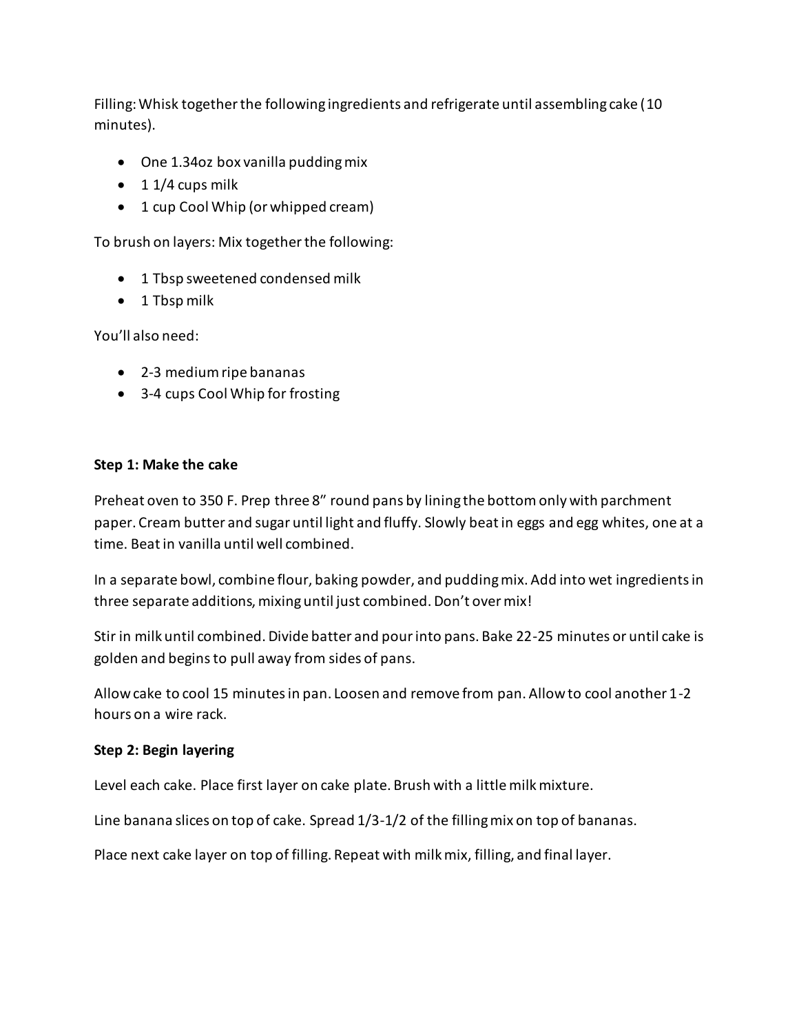Filling: Whisk together the following ingredients and refrigerate until assembling cake (10 minutes).

- One 1.34oz box vanilla pudding mix
- 1 1/4 cups milk
- 1 cup Cool Whip (or whipped cream)

To brush on layers: Mix together the following:

- 1 Tbsp sweetened condensed milk
- 1 Tbsp milk

You'll also need:

- 2-3 medium ripe bananas
- 3-4 cups Cool Whip for frosting

**Step 1: Make the cake**

Preheat oven to 350 F. Prep three 8" round pans by lining the bottom only with parchment paper. Cream butter and sugar until light and fluffy. Slowly beat in eggs and egg whites, one at a time. Beat in vanilla until well combined.

In a separate bowl, combine flour, baking powder, and pudding mix. Add into wet ingredients in three separate additions, mixing until just combined. Don't over mix!

Stir in milk until combined. Divide batter and pour into pans. Bake 22-25 minutes or until cake is golden and begins to pull away from sides of pans.

Allow cake to cool 15 minutes in pan. Loosen and remove from pan. Allow to cool another 1-2 hours on a wire rack.

**Step 2: Begin layering**

Level each cake. Place first layer on cake plate. Brush with a little milk mixture.

Line banana slices on top of cake. Spread 1/3-1/2 of the filling mix on top of bananas.

Place next cake layer on top of filling. Repeat with milk mix, filling, and final layer.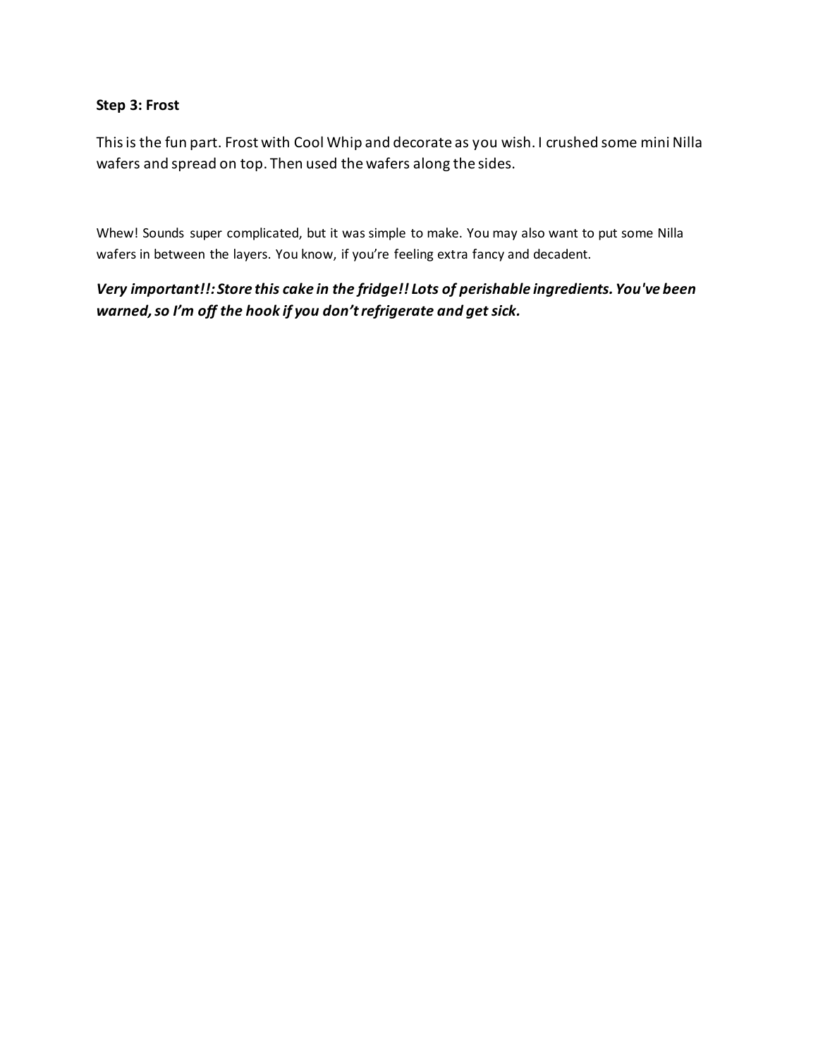**Step 3: Frost**

This is the fun part. Frost with Cool Whip and decorate as you wish. I crushed some mini Nilla wafers and spread on top. Then used the wafers along the sides.

Whew! Sounds super complicated, but it was simple to make. You may also want to put some Nilla wafers in between the layers. You know, if you're feeling extra fancy and decadent.

***Very important!!: Store this cake in the fridge!! Lots of perishable ingredients. You've been warned, so I'm off the hook if you don't refrigerate and get sick.***